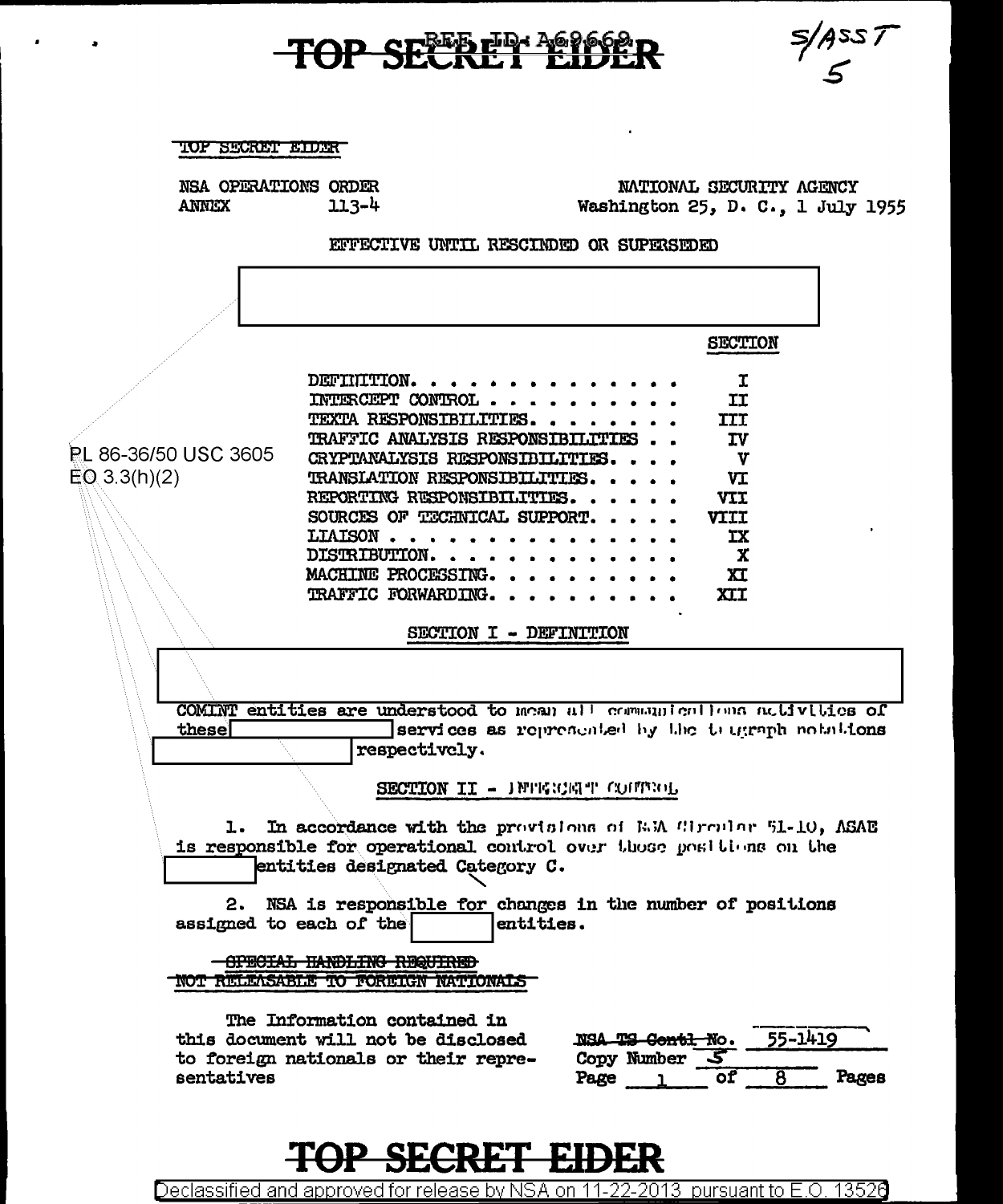TOP SECRET EIDER

NSA OPERATIONS ORDER
ANNEX 113-4

NATIONAL SECURITY AGENCY
Washington 25, D. C., 1 July 1955

EFFECTIVE UNTIL RESCINDED OR SUPERSEDED

PL 86-36/50 USC 3605
EO 3.3(h)(2)

| | SECTION |
|---|---|
| DEFINITION | I |
| INTERCEPT CONTROL | II |
| TEXTA RESPONSIBILITIES | III |
| TRAFFIC ANALYSIS RESPONSIBILITIES | IV |
| CRYPTANALYSIS RESPONSIBILITIES | V |
| TRANSLATION RESPONSIBILITIES | VI |
| REPORTING RESPONSIBILITIES | VII |
| SOURCES OF TECHNICAL SUPPORT | VIII |
| LIAISON | IX |
| DISTRIBUTION | X |
| MACHINE PROCESSING | XI |
| TRAFFIC FORWARDING | XII |

## SECTION I - DEFINITION

COMINT entities are understood to mean all communications activities of these [REDACTED] services as represented by the telegraph notations [REDACTED] respectively.

## SECTION II - INTERCEPT CONTROL

1. In accordance with the provisions of NSA Circular 51-10, ASAE is responsible for operational control over those positions on the [REDACTED] entities designated Category C.

2. NSA is responsible for changes in the number of positions assigned to each of the [REDACTED] entities.

~~SPECIAL HANDLING REQUIRED~~
~~NOT RELEASABLE TO FOREIGN NATIONALS~~

The Information contained in this document will not be disclosed to foreign nationals or their representatives

~~NSA TS Contl~~ No. 55-1419
Copy Number 5
Page 1 of 8 Pages

TOP SECRET EIDER

Declassified and approved for release by NSA on 11-22-2013 pursuant to E.O. 13526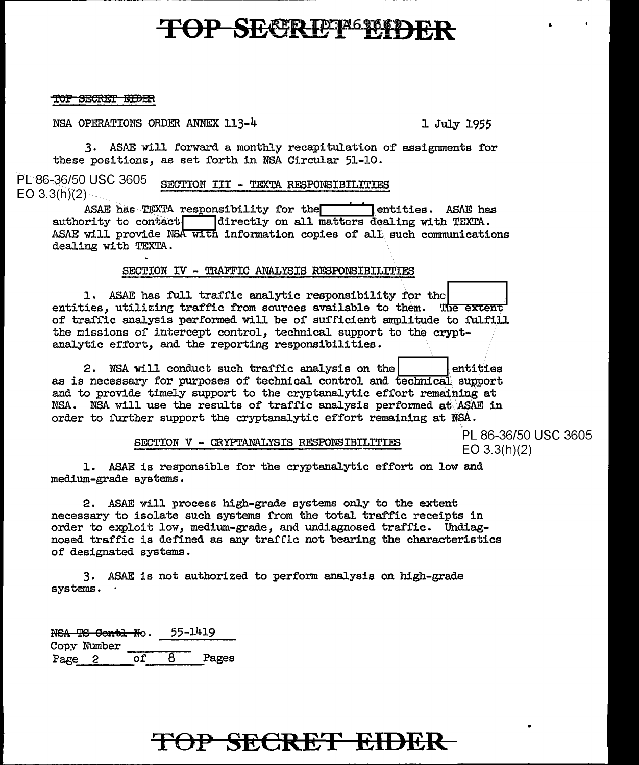TOP SECRET EIDER

NSA OPERATIONS ORDER ANNEX 113-4 1 July 1955

3. ASAE will forward a monthly recapitulation of assignments for these positions, as set forth in NSA Circular 51-10.

PL 86-36/50 USC 3605
EO 3.3(h)(2)

## SECTION III - TEXTA RESPONSIBILITIES

ASAE has TEXTA responsibility for the [ ] entities. ASAE has authority to contact [ ] directly on all matters dealing with TEXTA. ASAE will provide NSA with information copies of all such communications dealing with TEXTA.

## SECTION IV - TRAFFIC ANALYSIS RESPONSIBILITIES

1. ASAE has full traffic analytic responsibility for the [ ] entities, utilizing traffic from sources available to them. The extent of traffic analysis performed will be of sufficient amplitude to fulfill the missions of intercept control, technical support to the cryptanalytic effort, and the reporting responsibilities.

2. NSA will conduct such traffic analysis on the [ ] entities as is necessary for purposes of technical control and technical support and to provide timely support to the cryptanalytic effort remaining at NSA. NSA will use the results of traffic analysis performed at ASAE in order to further support the cryptanalytic effort remaining at NSA.

PL 86-36/50 USC 3605
EO 3.3(h)(2)

## SECTION V - CRYPTANALYSIS RESPONSIBILITIES

1. ASAE is responsible for the cryptanalytic effort on low and medium-grade systems.

2. ASAE will process high-grade systems only to the extent necessary to isolate such systems from the total traffic receipts in order to exploit low, medium-grade, and undiagnosed traffic. Undiagnosed traffic is defined as any traffic not bearing the characteristics of designated systems.

3. ASAE is not authorized to perform analysis on high-grade systems.

~~NSA TS Contl No~~. 55-1419
Copy Number \_\_\_\_\_\_
Page 2 of 8 Pages

TOP SECRET EIDER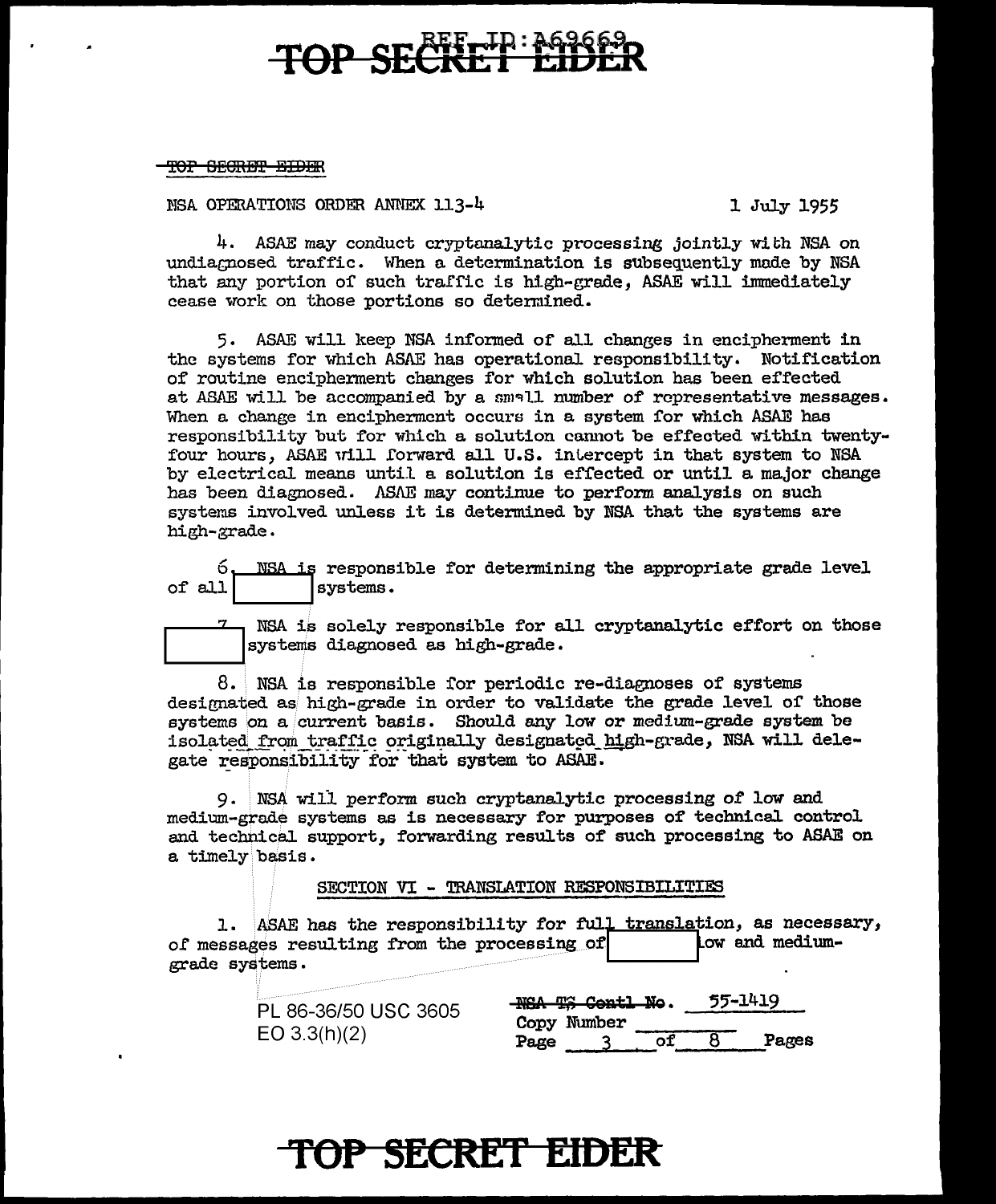TOP SECRET EIDER

NSA OPERATIONS ORDER ANNEX 113-4 1 July 1955

4. ASAE may conduct cryptanalytic processing jointly with NSA on undiagnosed traffic. When a determination is subsequently made by NSA that any portion of such traffic is high-grade, ASAE will immediately cease work on those portions so determined.

5. ASAE will keep NSA informed of all changes in encipherment in the systems for which ASAE has operational responsibility. Notification of routine encipherment changes for which solution has been effected at ASAE will be accompanied by a small number of representative messages. When a change in encipherment occurs in a system for which ASAE has responsibility but for which a solution cannot be effected within twenty-four hours, ASAE will forward all U.S. intercept in that system to NSA by electrical means until a solution is effected or until a major change has been diagnosed. ASAE may continue to perform analysis on such systems involved unless it is determined by NSA that the systems are high-grade.

6. NSA is responsible for determining the appropriate grade level of all [ ] systems.

7. NSA is solely responsible for all cryptanalytic effort on those [ ] systems diagnosed as high-grade.

8. NSA is responsible for periodic re-diagnoses of systems designated as high-grade in order to validate the grade level of those systems on a current basis. Should any low or medium-grade system be isolated from traffic originally designated high-grade, NSA will delegate responsibility for that system to ASAE.

9. NSA will perform such cryptanalytic processing of low and medium-grade systems as is necessary for purposes of technical control and technical support, forwarding results of such processing to ASAE on a timely basis.

## SECTION VI - TRANSLATION RESPONSIBILITIES

1. ASAE has the responsibility for full translation, as necessary, of messages resulting from the processing of [ ] low and medium-grade systems.

PL 86-36/50 USC 3605
EO 3.3(h)(2)

~~NSA TS Contl No.~~ 55-1419
Copy Number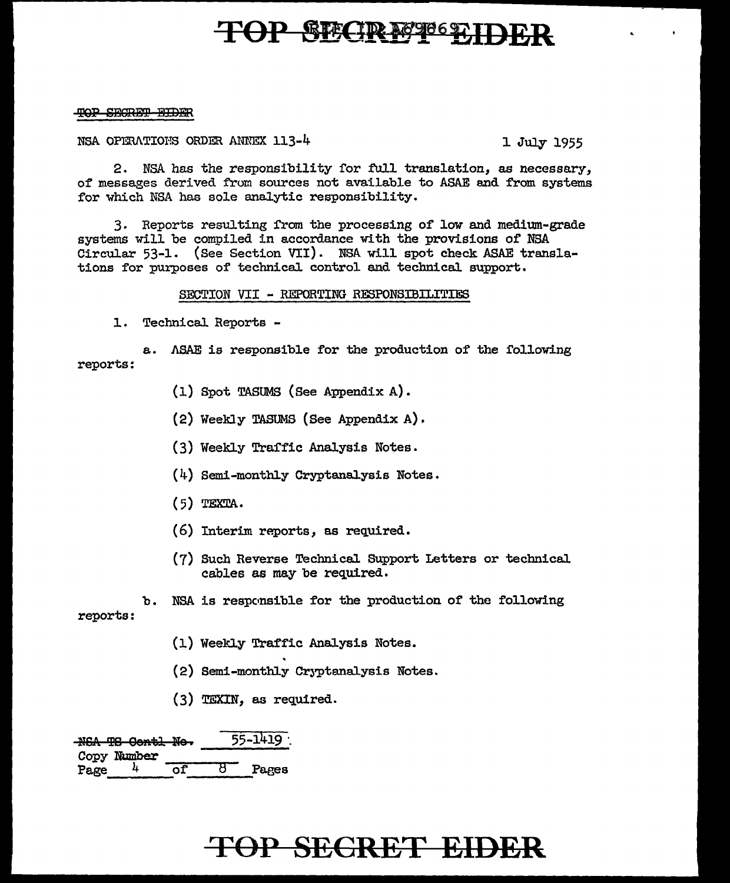NSA OPERATIONS ORDER ANNEX 113-4 1 July 1955

2. NSA has the responsibility for full translation, as necessary, of messages derived from sources not available to ASAE and from systems for which NSA has sole analytic responsibility.

3. Reports resulting from the processing of low and medium-grade systems will be compiled in accordance with the provisions of NSA Circular 53-1. (See Section VII). NSA will spot check ASAE translations for purposes of technical control and technical support.

SECTION VII - REPORTING RESPONSIBILITIES

1. Technical Reports -

a. ASAE is responsible for the production of the following reports:

(1) Spot TASUMS (See Appendix A).

(2) Weekly TASUMS (See Appendix A).

(3) Weekly Traffic Analysis Notes.

(4) Semi-monthly Cryptanalysis Notes.

(5) TEXTA.

(6) Interim reports, as required.

(7) Such Reverse Technical Support Letters or technical cables as may be required.

b. NSA is responsible for the production of the following reports:

(1) Weekly Traffic Analysis Notes.

(2) Semi-monthly Cryptanalysis Notes.

(3) TEXIN, as required.

~~NSA TS Contl No.~~ 55-1419
Copy Number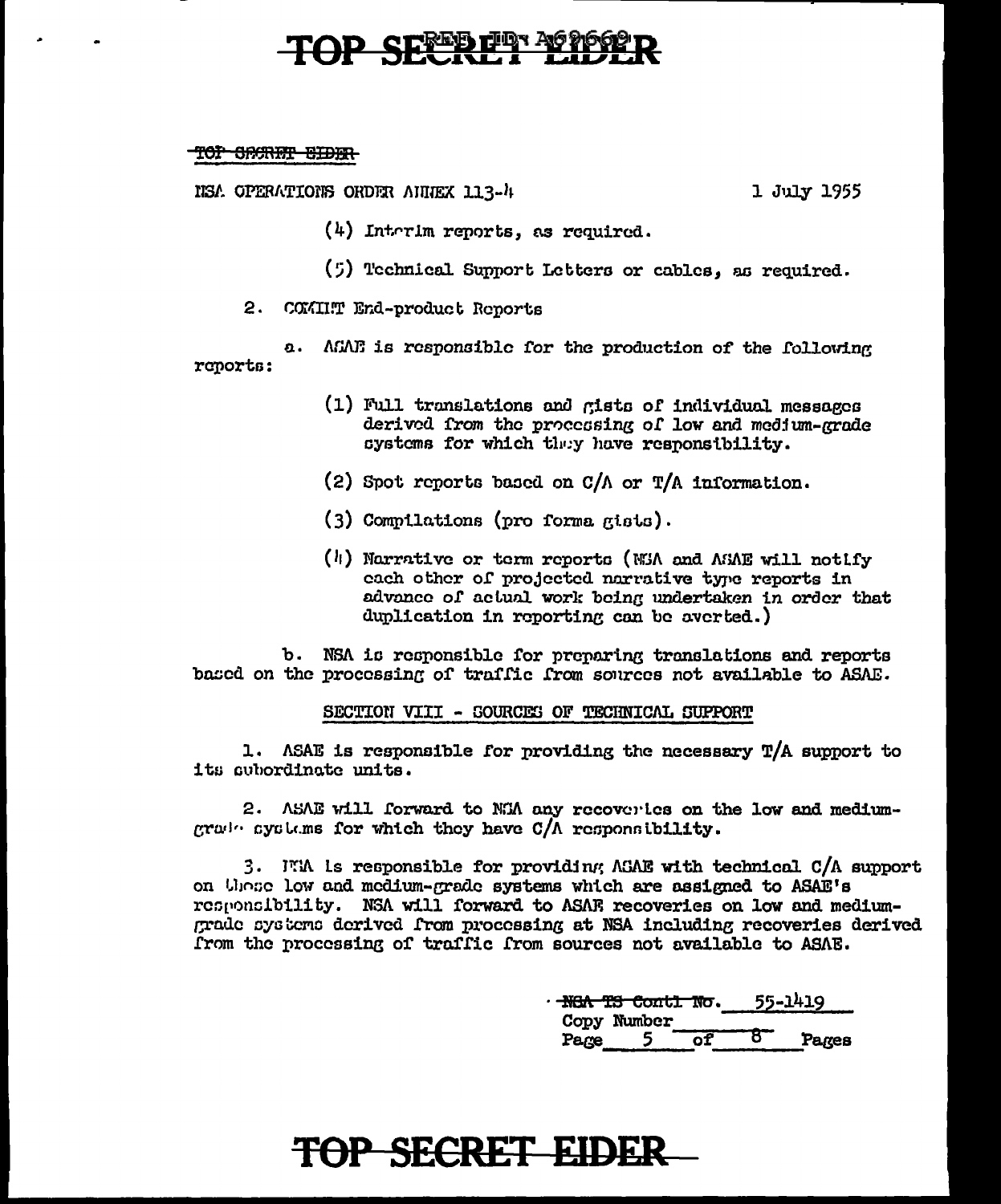TOP SECRET EIDER

NSA OPERATIONS ORDER ANNEX 113-4 1 July 1955

(4) Interim reports, as required.

(5) Technical Support Letters or cables, as required.

2. COMINT End-product Reports

a. ASAE is responsible for the production of the following reports:

(1) Full translations and gists of individual messages derived from the processing of low and medium-grade systems for which they have responsibility.

(2) Spot reports based on C/A or T/A information.

(3) Compilations (pro forma gists).

(4) Narrative or term reports (NSA and ASAE will notify each other of projected narrative type reports in advance of actual work being undertaken in order that duplication in reporting can be averted.)

b. NSA is responsible for preparing translations and reports based on the processing of traffic from sources not available to ASAE.

SECTION VIII - SOURCES OF TECHNICAL SUPPORT

1. ASAE is responsible for providing the necessary T/A support to its subordinate units.

2. ASAE will forward to NSA any recoveries on the low and medium-grade systems for which they have C/A responsibility.

3. NSA is responsible for providing ASAE with technical C/A support on those low and medium-grade systems which are assigned to ASAE's responsibility. NSA will forward to ASAE recoveries on low and medium-grade systems derived from processing at NSA including recoveries derived from the processing of traffic from sources not available to ASAE.

~~NSA TS Contl No.~~ 55-1419
Copy Number
Page 5 of 8 Pages

TOP SECRET EIDER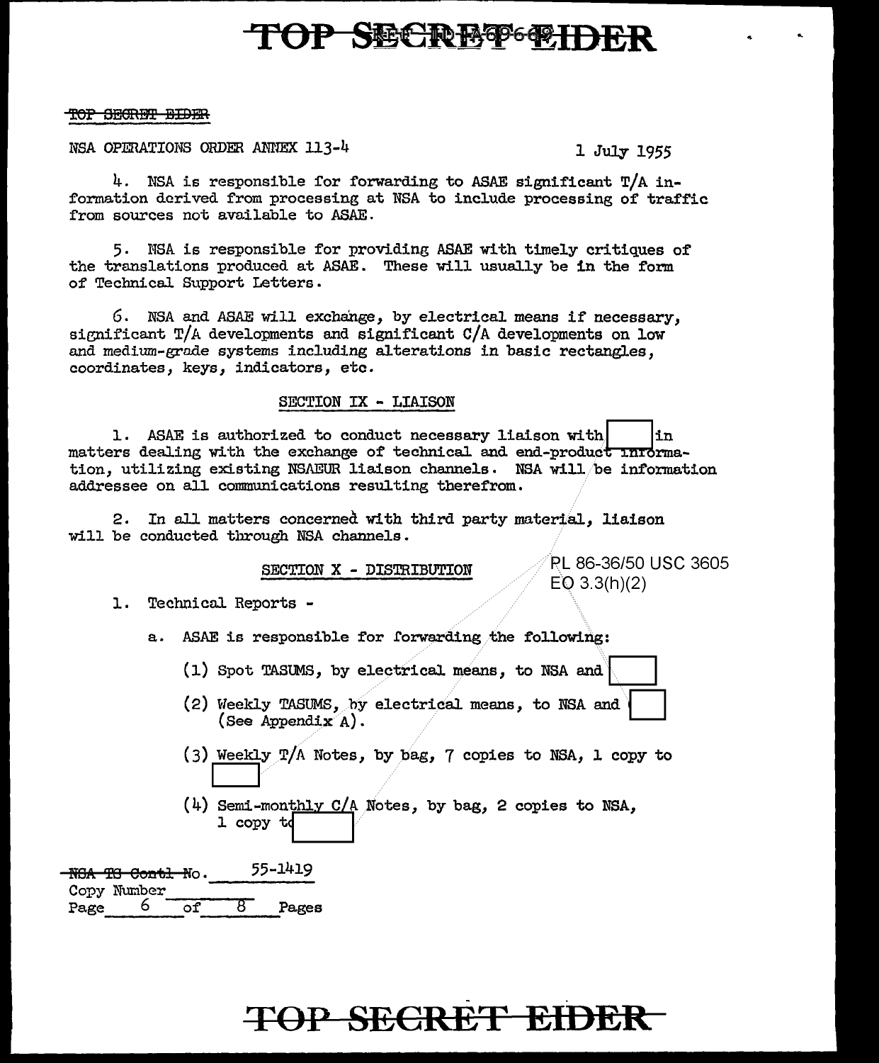NSA OPERATIONS ORDER ANNEX 113-4 1 July 1955

4. NSA is responsible for forwarding to ASAE significant T/A information derived from processing at NSA to include processing of traffic from sources not available to ASAE.

5. NSA is responsible for providing ASAE with timely critiques of the translations produced at ASAE. These will usually be in the form of Technical Support Letters.

6. NSA and ASAE will exchange, by electrical means if necessary, significant T/A developments and significant C/A developments on low and medium-grade systems including alterations in basic rectangles, coordinates, keys, indicators, etc.

## SECTION IX - LIAISON

1. ASAE is authorized to conduct necessary liaison with [redacted] in matters dealing with the exchange of technical and end-product information, utilizing existing NSAEUR liaison channels. NSA will be information addressee on all communications resulting therefrom.

2. In all matters concerned with third party material, liaison will be conducted through NSA channels.

## SECTION X - DISTRIBUTION

PL 86-36/50 USC 3605
EO 3.3(h)(2)

1. Technical Reports -

   a. ASAE is responsible for forwarding the following:

      (1) Spot TASUMS, by electrical means, to NSA and [redacted]

      (2) Weekly TASUMS, by electrical means, to NSA and [redacted] (See Appendix A).

      (3) Weekly T/A Notes, by bag, 7 copies to NSA, 1 copy to [redacted]

      (4) Semi-monthly C/A Notes, by bag, 2 copies to NSA, 1 copy to [redacted]

NSA TS Contl No. 55-1419
Copy Number
Page 6 of 8 Pages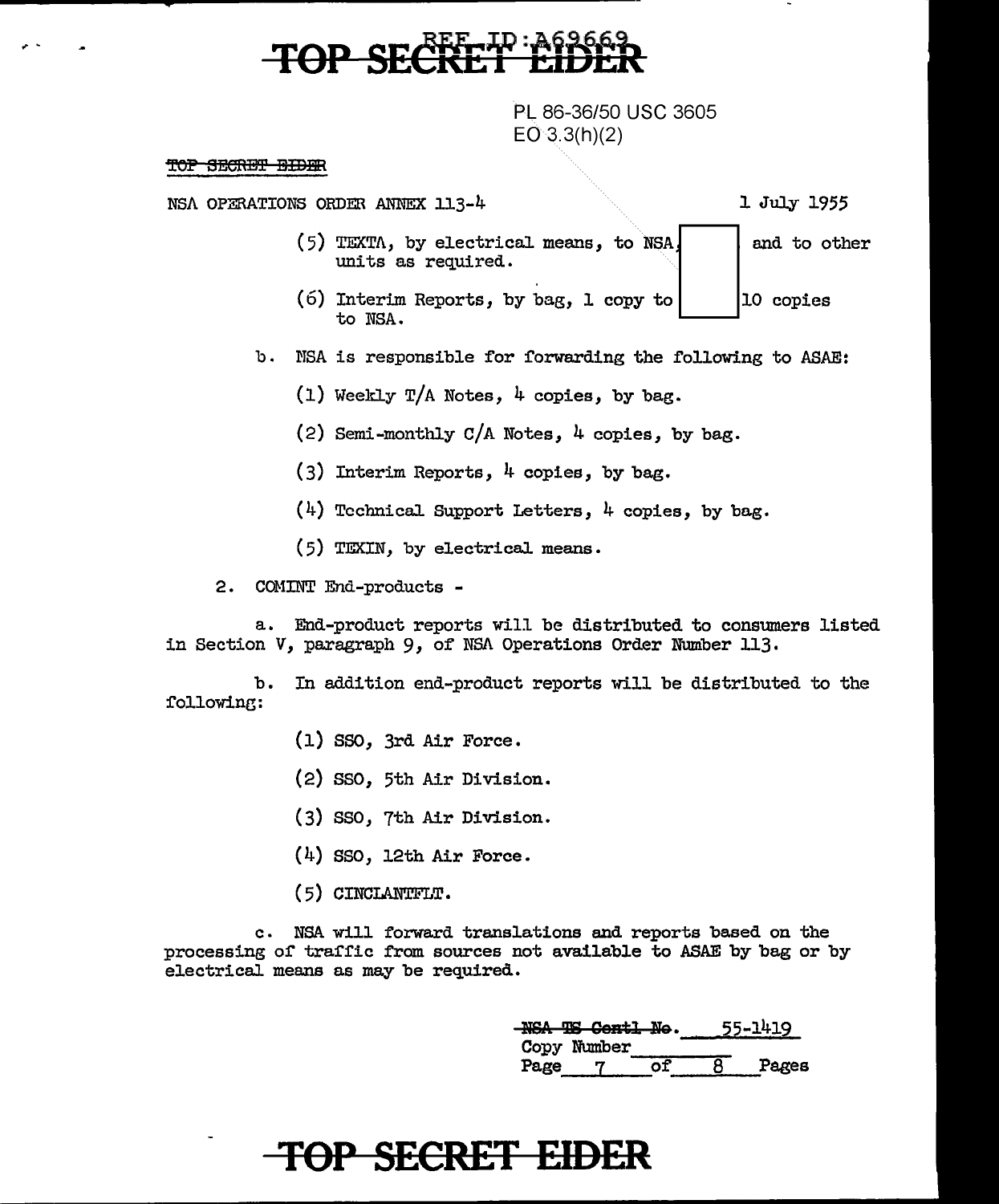TOP SECRET EIDER

REF ID:A69669

PL 86-36/50 USC 3605
EO 3.3(h)(2)

~~TOP SECRET EIDER~~

NSA OPERATIONS ORDER ANNEX 113-4 &nbsp;&nbsp;&nbsp;&nbsp;&nbsp;&nbsp;&nbsp;&nbsp;&nbsp;&nbsp;&nbsp;&nbsp;&nbsp;&nbsp;&nbsp;&nbsp;&nbsp;&nbsp;&nbsp;&nbsp; 1 July 1955

(5) TEXTA, by electrical means, to NSA, [redacted] and to other units as required.

(6) Interim Reports, by bag, 1 copy to [redacted] 10 copies to NSA.

b. NSA is responsible for forwarding the following to ASAE:

(1) Weekly T/A Notes, 4 copies, by bag.

(2) Semi-monthly C/A Notes, 4 copies, by bag.

(3) Interim Reports, 4 copies, by bag.

(4) Technical Support Letters, 4 copies, by bag.

(5) TEXIN, by electrical means.

2. COMINT End-products -

a. End-product reports will be distributed to consumers listed in Section V, paragraph 9, of NSA Operations Order Number 113.

b. In addition end-product reports will be distributed to the following:

(1) SSO, 3rd Air Force.

(2) SSO, 5th Air Division.

(3) SSO, 7th Air Division.

(4) SSO, 12th Air Force.

(5) CINCLANTFLT.

c. NSA will forward translations and reports based on the processing of traffic from sources not available to ASAE by bag or by electrical means as may be required.

~~NSA TS Contl No.~~ 55-1419
Copy Number ______
Page 7 of 8 Pages

TOP SECRET EIDER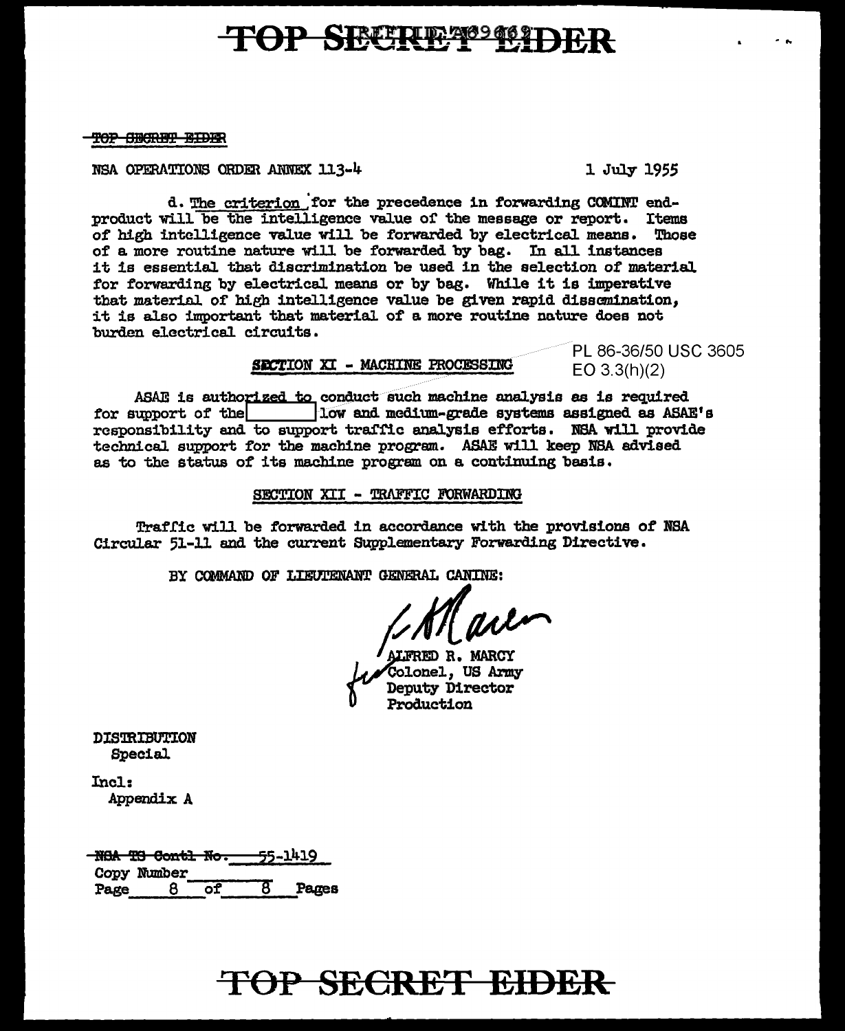NSA OPERATIONS ORDER ANNEX 113-4 1 July 1955

d. The criterion for the precedence in forwarding COMINT end-product will be the intelligence value of the message or report. Items of high intelligence value will be forwarded by electrical means. Those of a more routine nature will be forwarded by bag. In all instances it is essential that discrimination be used in the selection of material for forwarding by electrical means or by bag. While it is imperative that material of high intelligence value be given rapid dissemination, it is also important that material of a more routine nature does not burden electrical circuits.

PL 86-36/50 USC 3605
EO 3.3(h)(2)

## SECTION XI - MACHINE PROCESSING

ASAE is authorized to conduct such machine analysis as is required for support of the [          ] low and medium-grade systems assigned as ASAE's responsibility and to support traffic analysis efforts. NSA will provide technical support for the machine program. ASAE will keep NSA advised as to the status of its machine program on a continuing basis.

## SECTION XII - TRAFFIC FORWARDING

Traffic will be forwarded in accordance with the provisions of NSA Circular 51-11 and the current Supplementary Forwarding Directive.

BY COMMAND OF LIEUTENANT GENERAL CANINE:

ALFRED R. MARCY
Colonel, US Army
Deputy Director
Production

DISTRIBUTION
Special

Incl:
Appendix A

~~NSA TS Contl No.~~ 55-1419
Copy Number
Page 8 of 8 Pages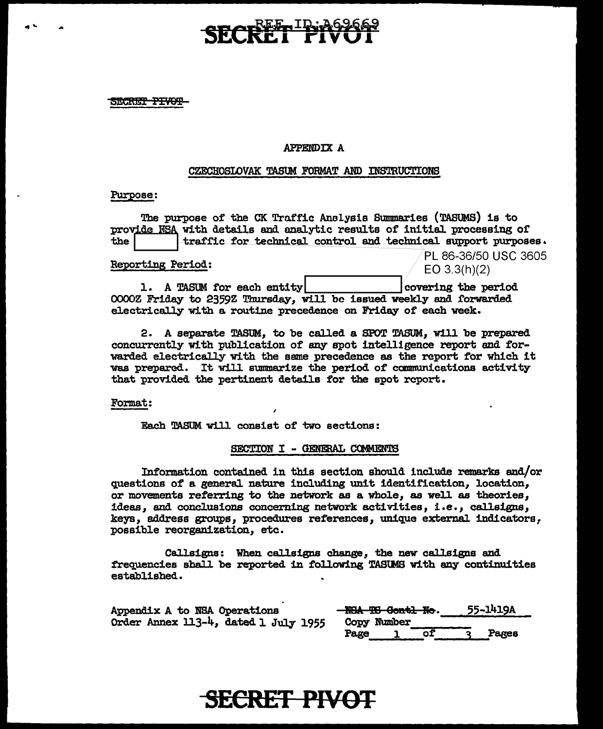SECRET PIVOT

~~SECRET PIVOT~~

APPENDIX A

CZECHOSLOVAK TASUM FORMAT AND INSTRUCTIONS

Purpose:

The purpose of the CK Traffic Analysis Summaries (TASUMS) is to provide NSA with details and analytic results of initial processing of the [ ] traffic for technical control and technical support purposes.

PL 86-36/50 USC 3605
EO 3.3(h)(2)

Reporting Period:

1. A TASUM for each entity [ ] covering the period 0000Z Friday to 2359Z Thursday, will be issued weekly and forwarded electrically with a routine precedence on Friday of each week.

2. A separate TASUM, to be called a SPOT TASUM, will be prepared concurrently with publication of any spot intelligence report and forwarded electrically with the same precedence as the report for which it was prepared. It will summarize the period of communications activity that provided the pertinent details for the spot report.

Format:

Each TASUM will consist of two sections:

SECTION I - GENERAL COMMENTS

Information contained in this section should include remarks and/or questions of a general nature including unit identification, location, or movements referring to the network as a whole, as well as theories, ideas, and conclusions concerning network activities, i.e., callsigns, keys, address groups, procedures references, unique external indicators, possible reorganization, etc.

Callsigns: When callsigns change, the new callsigns and frequencies shall be reported in following TASUMS with any continuities established.

Appendix A to NSA Operations Order Annex 113-4, dated 1 July 1955

~~NSA TS Contl No.~~ 55-1419A
Copy Number \_\_\_\_\_\_
Page 1 of 3 Pages

SECRET PIVOT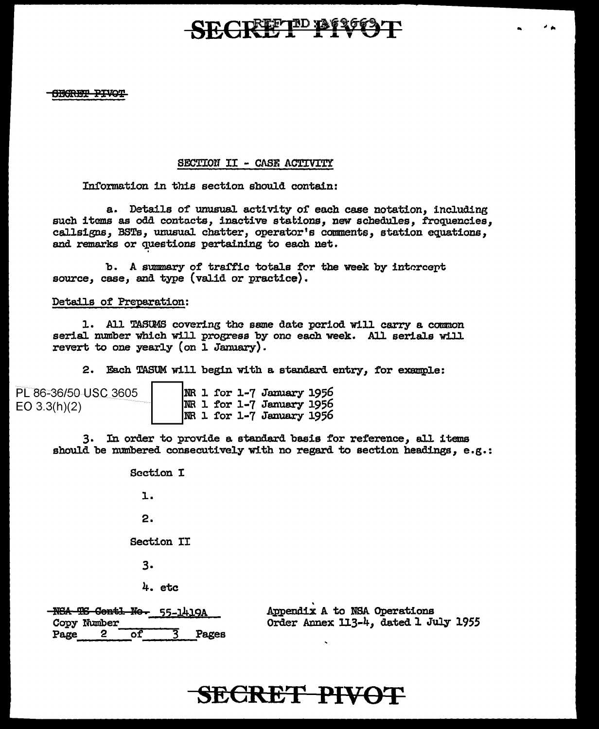SECRET PIVOT

## SECTION II - CASE ACTIVITY

Information in this section should contain:

a. Details of unusual activity of each case notation, including such items as odd contacts, inactive stations, new schedules, frequencies, callsigns, BSTs, unusual chatter, operator's comments, station equations, and remarks or questions pertaining to each net.

b. A summary of traffic totals for the week by intercept source, case, and type (valid or practice).

Details of Preparation:

1. All TASUMS covering the same date period will carry a common serial number which will progress by one each week. All serials will revert to one yearly (on 1 January).

2. Each TASUM will begin with a standard entry, for example:

PL 86-36/50 USC 3605
EO 3.3(h)(2)

NR 1 for 1-7 January 1956
NR 1 for 1-7 January 1956
NR 1 for 1-7 January 1956

3. In order to provide a standard basis for reference, all items should be numbered consecutively with no regard to section headings, e.g.:

Section I

1.

2.

Section II

3.

4. etc

~~NSA TS Contl No.~~ 55-1419A
Copy Number
Page 2 of 3 Pages

Appendix A to NSA Operations Order Annex 113-4, dated 1 July 1955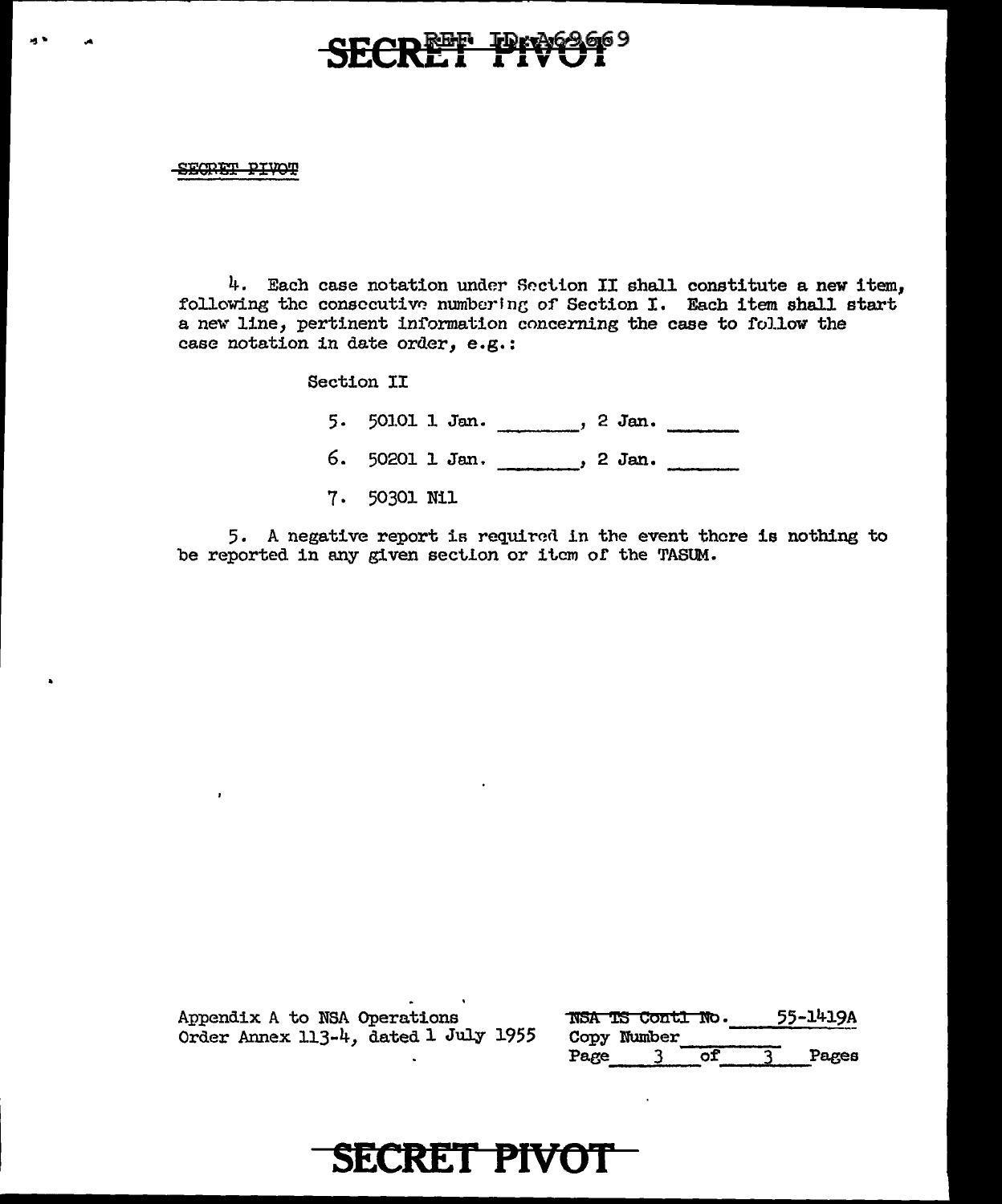SECRET PIVOT

4. Each case notation under Section II shall constitute a new item, following the consecutive numbering of Section I. Each item shall start a new line, pertinent information concerning the case to follow the case notation in date order, e.g.:

Section II

5. 50101 1 Jan. \_\_\_\_\_\_\_\_, 2 Jan. \_\_\_\_\_\_\_

6. 50201 1 Jan. \_\_\_\_\_\_\_\_, 2 Jan. \_\_\_\_\_\_\_

7. 50301 Nil

5. A negative report is required in the event there is nothing to be reported in any given section or item of the TASUM.

Appendix A to NSA Operations Order Annex 113-4, dated 1 July 1955

NSA TS Contl No. 55-1419A
Copy Number \_\_\_\_\_\_